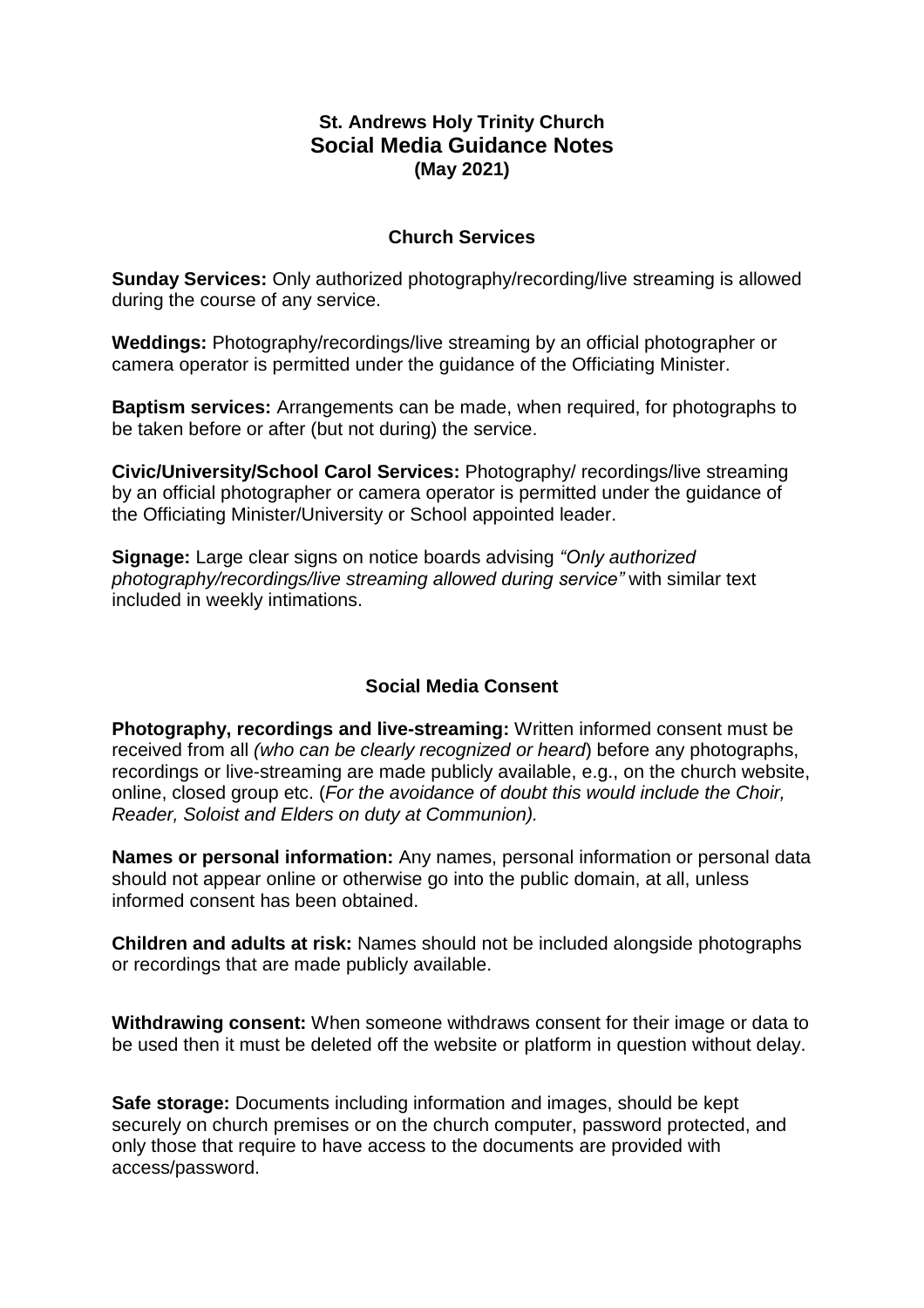# St. Andrews Holy Trinity Church
# Social Media Guidance Notes
**(May 2021)**

## Church Services

**Sunday Services:** Only authorized photography/recording/live streaming is allowed during the course of any service.

**Weddings:** Photography/recordings/live streaming by an official photographer or camera operator is permitted under the guidance of the Officiating Minister.

**Baptism services:** Arrangements can be made, when required, for photographs to be taken before or after (but not during) the service.

**Civic/University/School Carol Services:** Photography/ recordings/live streaming by an official photographer or camera operator is permitted under the guidance of the Officiating Minister/University or School appointed leader.

**Signage:** Large clear signs on notice boards advising *"Only authorized photography/recordings/live streaming allowed during service"* with similar text included in weekly intimations.

## Social Media Consent

**Photography, recordings and live-streaming:** Written informed consent must be received from all *(who can be clearly recognized or heard*) before any photographs, recordings or live-streaming are made publicly available, e.g., on the church website, online, closed group etc. (*For the avoidance of doubt this would include the Choir, Reader, Soloist and Elders on duty at Communion).*

**Names or personal information:** Any names, personal information or personal data should not appear online or otherwise go into the public domain, at all, unless informed consent has been obtained.

**Children and adults at risk:** Names should not be included alongside photographs or recordings that are made publicly available.

**Withdrawing consent:** When someone withdraws consent for their image or data to be used then it must be deleted off the website or platform in question without delay.

**Safe storage:** Documents including information and images, should be kept securely on church premises or on the church computer, password protected, and only those that require to have access to the documents are provided with access/password.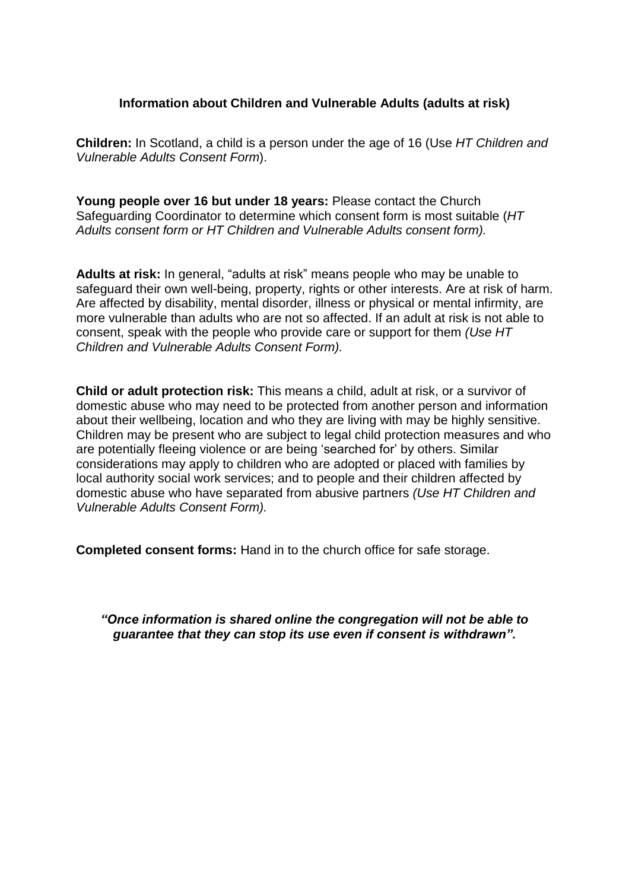**Information about Children and Vulnerable Adults (adults at risk)**

**Children:** In Scotland, a child is a person under the age of 16 (Use *HT Children and Vulnerable Adults Consent Form*).

**Young people over 16 but under 18 years:** Please contact the Church Safeguarding Coordinator to determine which consent form is most suitable (*HT Adults consent form or HT Children and Vulnerable Adults consent form).*

**Adults at risk:** In general, "adults at risk" means people who may be unable to safeguard their own well-being, property, rights or other interests. Are at risk of harm. Are affected by disability, mental disorder, illness or physical or mental infirmity, are more vulnerable than adults who are not so affected. If an adult at risk is not able to consent, speak with the people who provide care or support for them *(Use HT Children and Vulnerable Adults Consent Form).*

**Child or adult protection risk:** This means a child, adult at risk, or a survivor of domestic abuse who may need to be protected from another person and information about their wellbeing, location and who they are living with may be highly sensitive. Children may be present who are subject to legal child protection measures and who are potentially fleeing violence or are being 'searched for' by others. Similar considerations may apply to children who are adopted or placed with families by local authority social work services; and to people and their children affected by domestic abuse who have separated from abusive partners *(Use HT Children and Vulnerable Adults Consent Form).*

**Completed consent forms:** Hand in to the church office for safe storage.

***"Once information is shared online the congregation will not be able to guarantee that they can stop its use even if consent is withdrawn".***